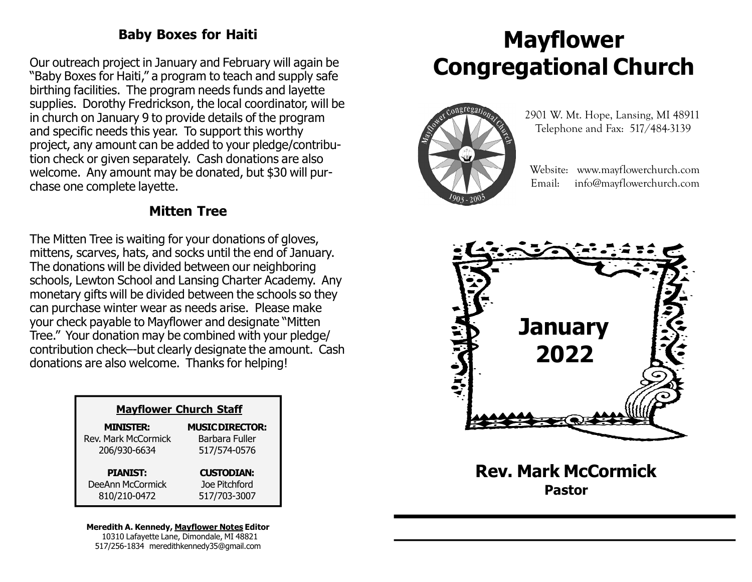## Baby Boxes for Haiti

Our outreach project in January and February will again be "Baby Boxes for Haiti," a program to teach and supply safe birthing facilities. The program needs funds and layette supplies. Dorothy Fredrickson, the local coordinator, will be in church on January 9 to provide details of the program and specific needs this year. To support this worthy project, any amount can be added to your pledge/contribution check or given separately. Cash donations are also welcome. Any amount may be donated, but $30 will purchase one complete layette.

## Mitten Tree

The Mitten Tree is waiting for your donations of gloves, mittens, scarves, hats, and socks until the end of January. The donations will be divided between our neighboring schools, Lewton School and Lansing Charter Academy. Any monetary gifts will be divided between the schools so they can purchase winter wear as needs arise. Please make your check payable to Mayflower and designate "Mitten Tree." Your donation may be combined with your pledge/contribution check—but clearly designate the amount. Cash donations are also welcome. Thanks for helping!

**Mayflower Church Staff**

| **MINISTER:** | **MUSIC DIRECTOR:** |
|---|---|
| Rev. Mark McCormick | Barbara Fuller |
| 206/930-6634 | 517/574-0576 |
| **PIANIST:** | **CUSTODIAN:** |
| DeeAnn McCormick | Joe Pitchford |
| 810/210-0472 | 517/703-3007 |

**Meredith A. Kennedy, Mayflower Notes Editor**
10310 Lafayette Lane, Dimondale, MI 48821
517/256-1834 meredithkennedy35@gmail.com

# Mayflower Congregational Church

Mayflower Congregational Church 1903 - 2003

2901 W. Mt. Hope, Lansing, MI 48911
Telephone and Fax: 517/484-3139

Website: www.mayflowerchurch.com
Email: info@mayflowerchurch.com

# January 2022

## Rev. Mark McCormick
**Pastor**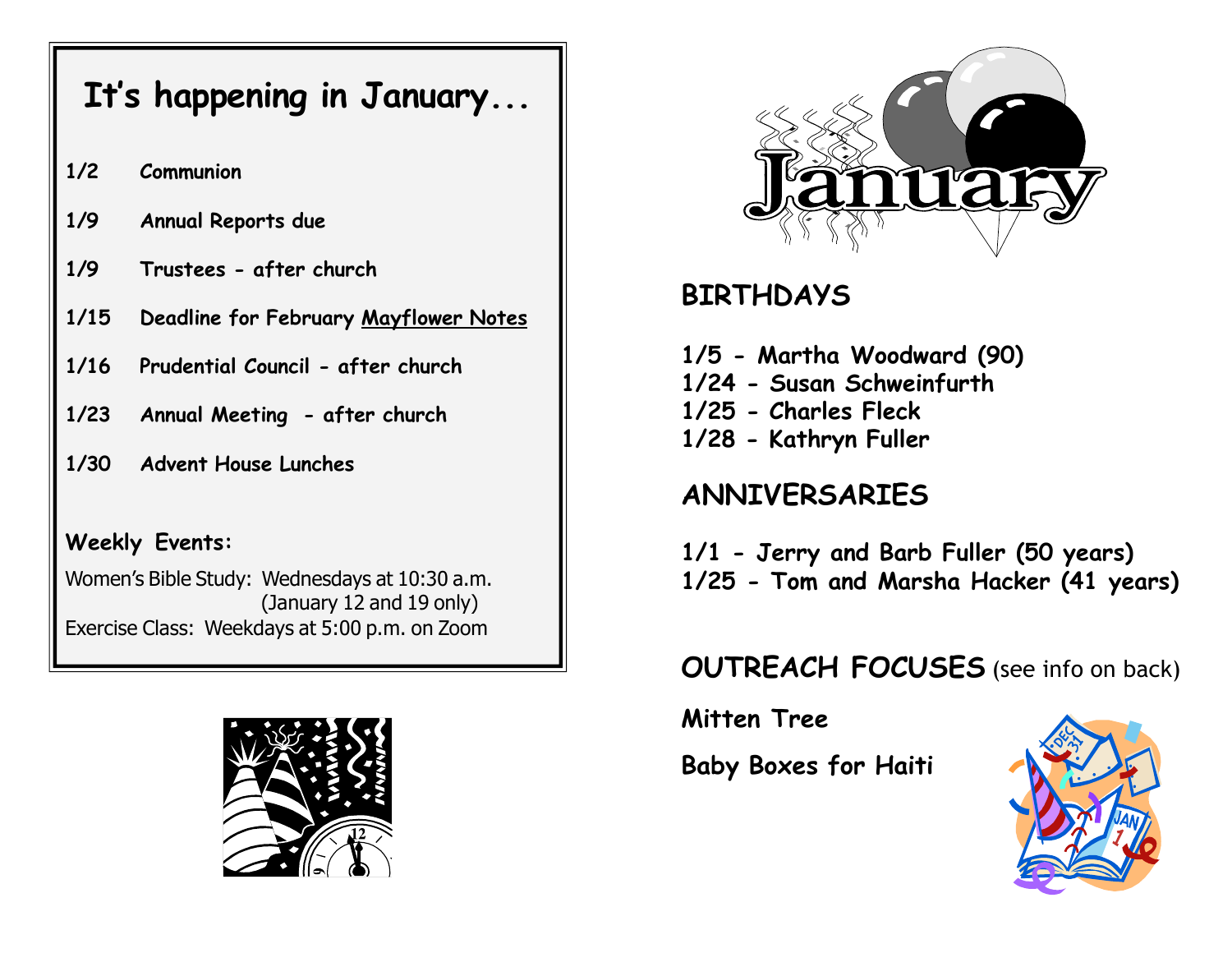## It's happening in January...

**1/2** Communion

**1/9** Annual Reports due

**1/9** Trustees - after church

**1/15** Deadline for February Mayflower Notes

**1/16** Prudential Council - after church

**1/23** Annual Meeting - after church

**1/30** Advent House Lunches

**Weekly Events:**

Women's Bible Study: Wednesdays at 10:30 a.m. (January 12 and 19 only)

Exercise Class: Weekdays at 5:00 p.m. on Zoom

# January

## BIRTHDAYS

**1/5 - Martha Woodward (90)**
**1/24 - Susan Schweinfurth**
**1/25 - Charles Fleck**
**1/28 - Kathryn Fuller**

## ANNIVERSARIES

**1/1 - Jerry and Barb Fuller (50 years)**
**1/25 - Tom and Marsha Hacker (41 years)**

## OUTREACH FOCUSES (see info on back)

**Mitten Tree**

**Baby Boxes for Haiti**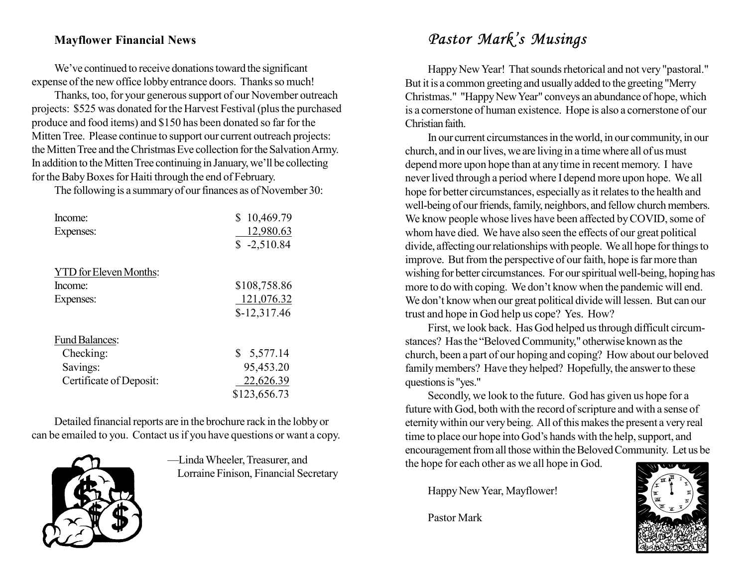## Mayflower Financial News

We've continued to receive donations toward the significant expense of the new office lobby entrance doors. Thanks so much!

Thanks, too, for your generous support of our November outreach projects: $525 was donated for the Harvest Festival (plus the purchased produce and food items) and $150 has been donated so far for the Mitten Tree. Please continue to support our current outreach projects: the Mitten Tree and the Christmas Eve collection for the Salvation Army. In addition to the Mitten Tree continuing in January, we'll be collecting for the Baby Boxes for Haiti through the end of February.

The following is a summary of our finances as of November 30:

| | |
|---|---|
| Income: | $ 10,469.79 |
| Expenses: | 12,980.63 |
| | $ -2,510.84 |
| | |
| YTD for Eleven Months: | |
| Income: | $108,758.86 |
| Expenses: | 121,076.32 |
| | $-12,317.46 |
| | |
| Fund Balances: | |
| Checking: | $ 5,577.14 |
| Savings: | 95,453.20 |
| Certificate of Deposit: | 22,626.39 |
| | $123,656.73 |

Detailed financial reports are in the brochure rack in the lobby or can be emailed to you. Contact us if you have questions or want a copy.

—Linda Wheeler, Treasurer, and
Lorraine Finison, Financial Secretary

## *Pastor Mark's Musings*

Happy New Year! That sounds rhetorical and not very "pastoral." But it is a common greeting and usually added to the greeting "Merry Christmas." "Happy New Year" conveys an abundance of hope, which is a cornerstone of human existence. Hope is also a cornerstone of our Christian faith.

In our current circumstances in the world, in our community, in our church, and in our lives, we are living in a time where all of us must depend more upon hope than at any time in recent memory. I have never lived through a period where I depend more upon hope. We all hope for better circumstances, especially as it relates to the health and well-being of our friends, family, neighbors, and fellow church members. We know people whose lives have been affected by COVID, some of whom have died. We have also seen the effects of our great political divide, affecting our relationships with people. We all hope for things to improve. But from the perspective of our faith, hope is far more than wishing for better circumstances. For our spiritual well-being, hoping has more to do with coping. We don't know when the pandemic will end. We don't know when our great political divide will lessen. But can our trust and hope in God help us cope? Yes. How?

First, we look back. Has God helped us through difficult circumstances? Has the "Beloved Community," otherwise known as the church, been a part of our hoping and coping? How about our beloved family members? Have they helped? Hopefully, the answer to these questions is "yes."

Secondly, we look to the future. God has given us hope for a future with God, both with the record of scripture and with a sense of eternity within our very being. All of this makes the present a very real time to place our hope into God's hands with the help, support, and encouragement from all those within the Beloved Community. Let us be the hope for each other as we all hope in God.

Happy New Year, Mayflower!

Pastor Mark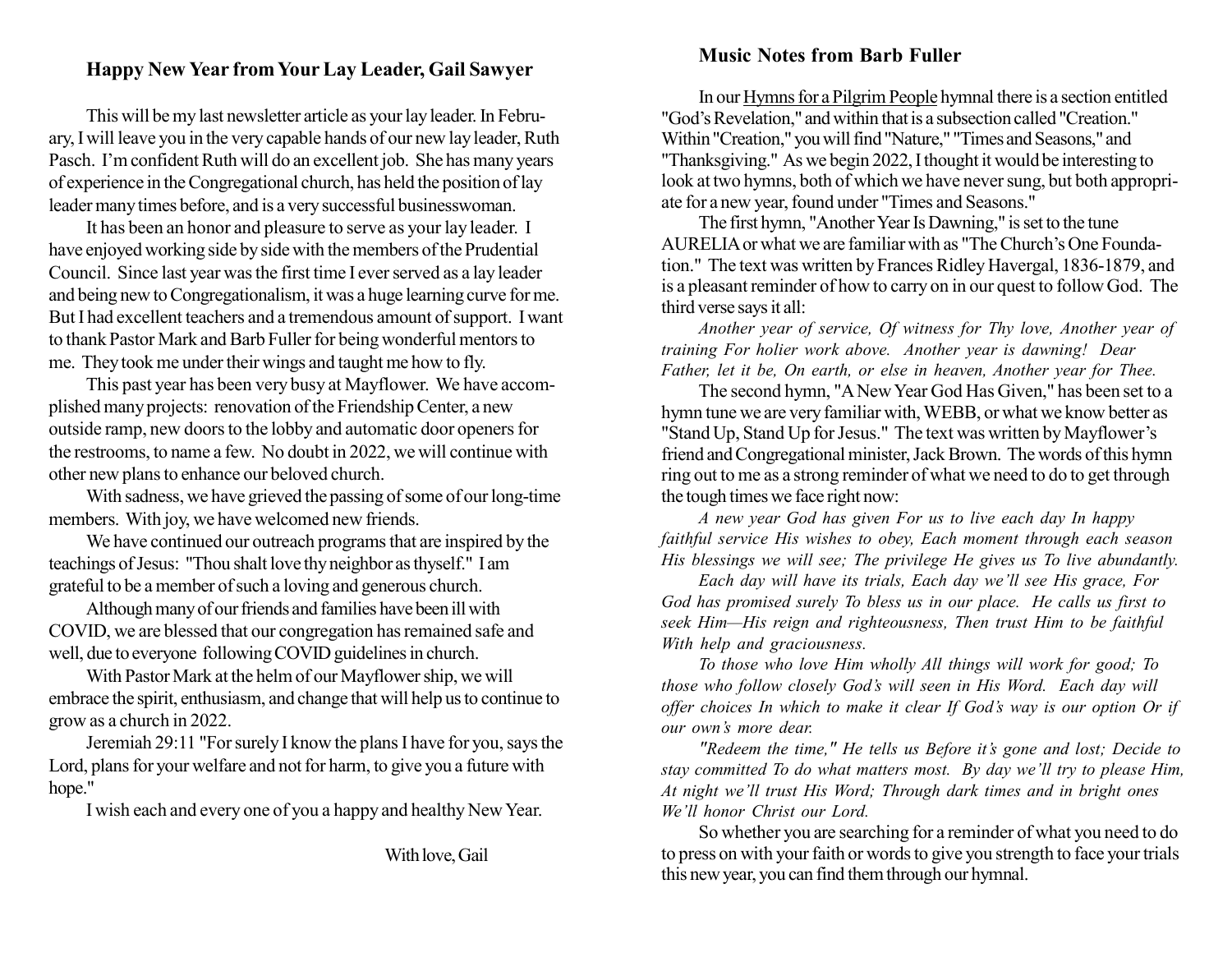## Happy New Year from Your Lay Leader, Gail Sawyer

This will be my last newsletter article as your lay leader. In February, I will leave you in the very capable hands of our new lay leader, Ruth Pasch. I'm confident Ruth will do an excellent job. She has many years of experience in the Congregational church, has held the position of lay leader many times before, and is a very successful businesswoman.

It has been an honor and pleasure to serve as your lay leader. I have enjoyed working side by side with the members of the Prudential Council. Since last year was the first time I ever served as a lay leader and being new to Congregationalism, it was a huge learning curve for me. But I had excellent teachers and a tremendous amount of support. I want to thank Pastor Mark and Barb Fuller for being wonderful mentors to me. They took me under their wings and taught me how to fly.

This past year has been very busy at Mayflower. We have accomplished many projects: renovation of the Friendship Center, a new outside ramp, new doors to the lobby and automatic door openers for the restrooms, to name a few. No doubt in 2022, we will continue with other new plans to enhance our beloved church.

With sadness, we have grieved the passing of some of our long-time members. With joy, we have welcomed new friends.

We have continued our outreach programs that are inspired by the teachings of Jesus: "Thou shalt love thy neighbor as thyself." I am grateful to be a member of such a loving and generous church.

Although many of our friends and families have been ill with COVID, we are blessed that our congregation has remained safe and well, due to everyone following COVID guidelines in church.

With Pastor Mark at the helm of our Mayflower ship, we will embrace the spirit, enthusiasm, and change that will help us to continue to grow as a church in 2022.

Jeremiah 29:11 "For surely I know the plans I have for you, says the Lord, plans for your welfare and not for harm, to give you a future with hope."

I wish each and every one of you a happy and healthy New Year.

With love, Gail

## Music Notes from Barb Fuller

In our Hymns for a Pilgrim People hymnal there is a section entitled "God's Revelation," and within that is a subsection called "Creation." Within "Creation," you will find "Nature," "Times and Seasons," and "Thanksgiving." As we begin 2022, I thought it would be interesting to look at two hymns, both of which we have never sung, but both appropriate for a new year, found under "Times and Seasons."

The first hymn, "Another Year Is Dawning," is set to the tune AURELIA or what we are familiar with as "The Church's One Foundation." The text was written by Frances Ridley Havergal, 1836-1879, and is a pleasant reminder of how to carry on in our quest to follow God. The third verse says it all:

*Another year of service, Of witness for Thy love, Another year of training For holier work above. Another year is dawning! Dear Father, let it be, On earth, or else in heaven, Another year for Thee.*

The second hymn, "A New Year God Has Given," has been set to a hymn tune we are very familiar with, WEBB, or what we know better as "Stand Up, Stand Up for Jesus." The text was written by Mayflower's friend and Congregational minister, Jack Brown. The words of this hymn ring out to me as a strong reminder of what we need to do to get through the tough times we face right now:

*A new year God has given For us to live each day In happy faithful service His wishes to obey, Each moment through each season His blessings we will see; The privilege He gives us To live abundantly.*

*Each day will have its trials, Each day we'll see His grace, For God has promised surely To bless us in our place. He calls us first to seek Him—His reign and righteousness, Then trust Him to be faithful With help and graciousness.*

*To those who love Him wholly All things will work for good; To those who follow closely God's will seen in His Word. Each day will offer choices In which to make it clear If God's way is our option Or if our own's more dear.*

*"Redeem the time," He tells us Before it's gone and lost; Decide to stay committed To do what matters most. By day we'll try to please Him, At night we'll trust His Word; Through dark times and in bright ones We'll honor Christ our Lord.*

So whether you are searching for a reminder of what you need to do to press on with your faith or words to give you strength to face your trials this new year, you can find them through our hymnal.